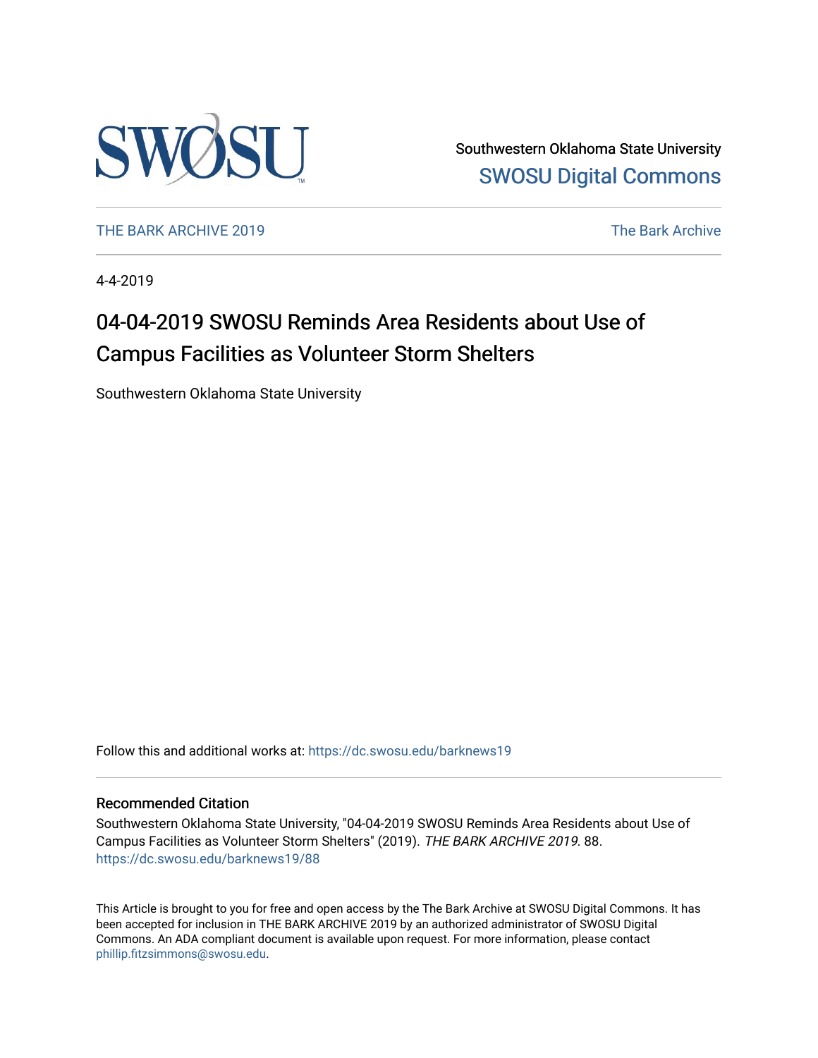Southwestern Oklahoma State University
SWOSU Digital Commons

THE BARK ARCHIVE 2019 | The Bark Archive

4-4-2019

# 04-04-2019 SWOSU Reminds Area Residents about Use of Campus Facilities as Volunteer Storm Shelters

Southwestern Oklahoma State University

Follow this and additional works at: https://dc.swosu.edu/barknews19

## Recommended Citation

Southwestern Oklahoma State University, "04-04-2019 SWOSU Reminds Area Residents about Use of Campus Facilities as Volunteer Storm Shelters" (2019). *THE BARK ARCHIVE 2019*. 88.
https://dc.swosu.edu/barknews19/88

This Article is brought to you for free and open access by the The Bark Archive at SWOSU Digital Commons. It has been accepted for inclusion in THE BARK ARCHIVE 2019 by an authorized administrator of SWOSU Digital Commons. An ADA compliant document is available upon request. For more information, please contact phillip.fitzsimmons@swosu.edu.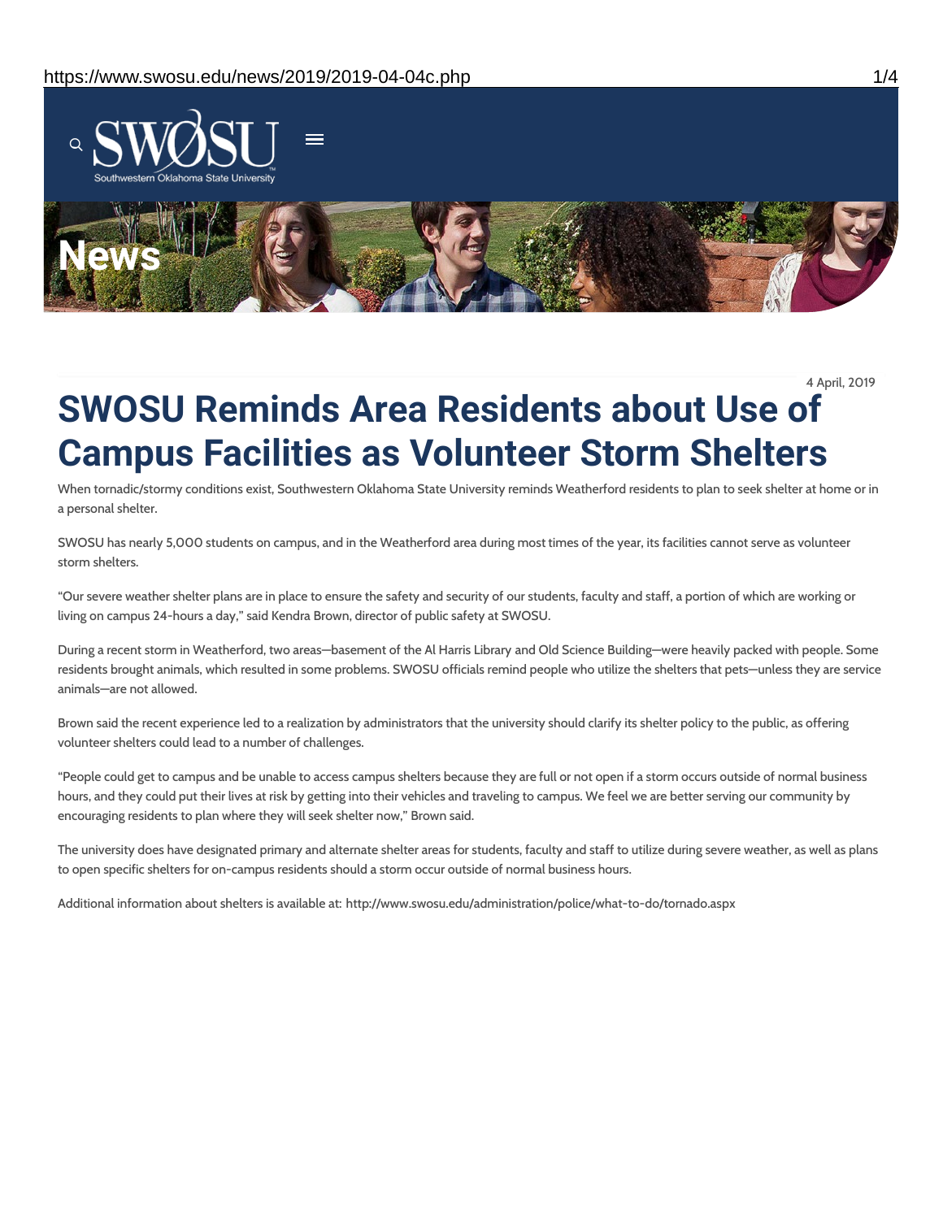News

4 April, 2019

# SWOSU Reminds Area Residents about Use of Campus Facilities as Volunteer Storm Shelters

When tornadic/stormy conditions exist, Southwestern Oklahoma State University reminds Weatherford residents to plan to seek shelter at home or in a personal shelter.

SWOSU has nearly 5,000 students on campus, and in the Weatherford area during most times of the year, its facilities cannot serve as volunteer storm shelters.

"Our severe weather shelter plans are in place to ensure the safety and security of our students, faculty and staff, a portion of which are working or living on campus 24-hours a day," said Kendra Brown, director of public safety at SWOSU.

During a recent storm in Weatherford, two areas—basement of the Al Harris Library and Old Science Building—were heavily packed with people. Some residents brought animals, which resulted in some problems. SWOSU officials remind people who utilize the shelters that pets—unless they are service animals—are not allowed.

Brown said the recent experience led to a realization by administrators that the university should clarify its shelter policy to the public, as offering volunteer shelters could lead to a number of challenges.

"People could get to campus and be unable to access campus shelters because they are full or not open if a storm occurs outside of normal business hours, and they could put their lives at risk by getting into their vehicles and traveling to campus. We feel we are better serving our community by encouraging residents to plan where they will seek shelter now," Brown said.

The university does have designated primary and alternate shelter areas for students, faculty and staff to utilize during severe weather, as well as plans to open specific shelters for on-campus residents should a storm occur outside of normal business hours.

Additional information about shelters is available at: http://www.swosu.edu/administration/police/what-to-do/tornado.aspx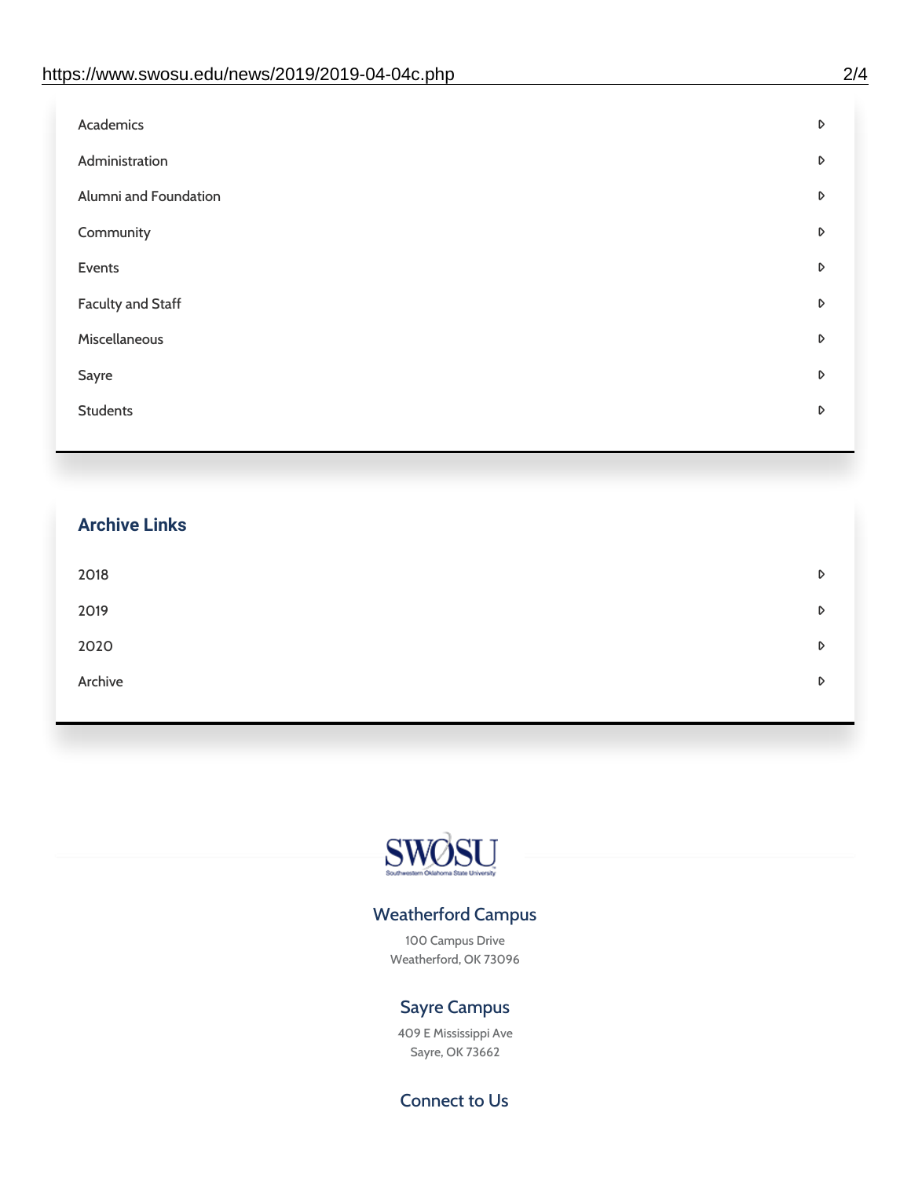- Academics
- Administration
- Alumni and Foundation
- Community
- Events
- Faculty and Staff
- Miscellaneous
- Sayre
- Students

## Archive Links

- 2018
- 2019
- 2020
- Archive

### Weatherford Campus

100 Campus Drive
Weatherford, OK 73096

### Sayre Campus

409 E Mississippi Ave
Sayre, OK 73662

### Connect to Us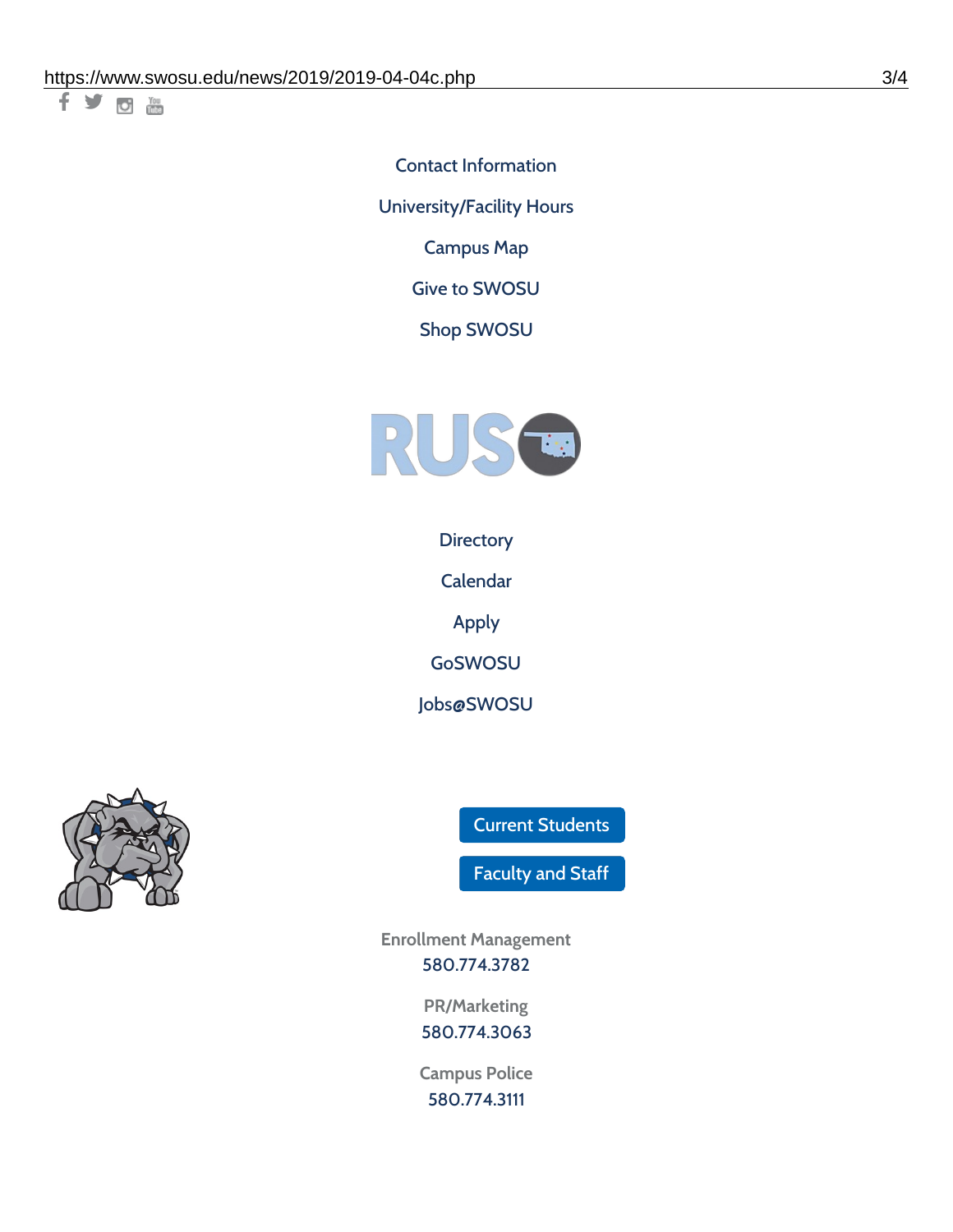Contact Information

University/Facility Hours

Campus Map

Give to SWOSU

Shop SWOSU

Directory

Calendar

Apply

GoSWOSU

Jobs@SWOSU

Current Students

Faculty and Staff

Enrollment Management
580.774.3782

PR/Marketing
580.774.3063

Campus Police
580.774.3111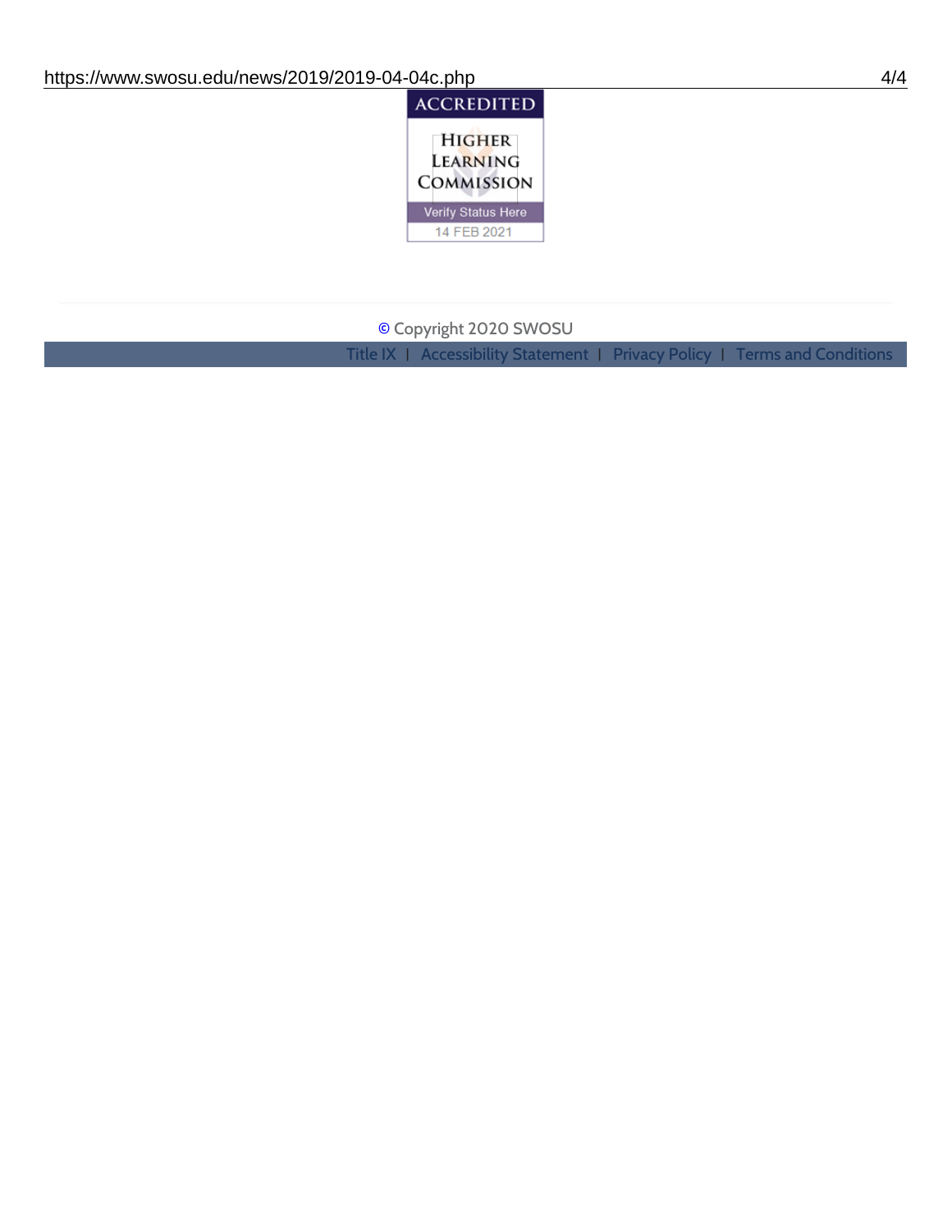ACCREDITED

HIGHER LEARNING COMMISSION

Verify Status Here

14 FEB 2021

© Copyright 2020 SWOSU

Title IX | Accessibility Statement | Privacy Policy | Terms and Conditions